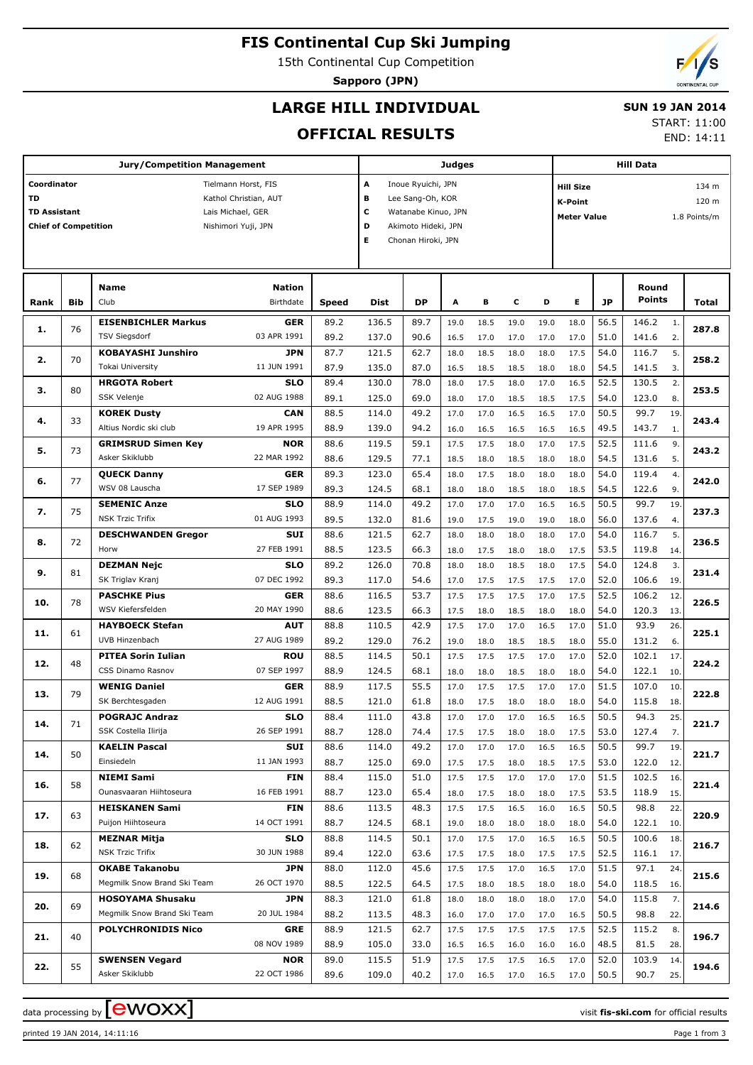# FIS Continental Cup Ski Jumping

15th Continental Cup Competition

**Sapporo (JPN)**

## LARGE HILL INDIVIDUAL

**SUN 19 JAN 2014**

START: 11:00

END: 14:11

## OFFICIAL RESULTS

| Jury/Competition Management | | Judges | | Hill Data | |
|---|---|---|---|---|---|
| Coordinator | Tielmann Horst, FIS | A | Inoue Ryuichi, JPN | Hill Size | 134 m |
| TD | Kathol Christian, AUT | B | Lee Sang-Oh, KOR | K-Point | 120 m |
| TD Assistant | Lais Michael, GER | C | Watanabe Kinuo, JPN | Meter Value | 1.8 Points/m |
| Chief of Competition | Nishimori Yuji, JPN | D | Akimoto Hideki, JPN | | |
| | | E | Chonan Hiroki, JPN | | |

| Rank | Bib | Name / Club | Nation / Birthdate | Speed | Dist | DP | A | B | C | D | E | JP | Round Points | | Total |
|---|---|---|---|---|---|---|---|---|---|---|---|---|---|---|---|
| 1. | 76 | **EISENBICHLER Markus** | **GER** | 89.2 | 136.5 | 89.7 | 19.0 | 18.5 | 19.0 | 19.0 | 18.0 | 56.5 | 146.2 | 1. | 287.8 |
| | | TSV Siegsdorf | 03 APR 1991 | 89.2 | 137.0 | 90.6 | 16.5 | 17.0 | 17.0 | 17.0 | 17.0 | 51.0 | 141.6 | 2. | |
| 2. | 70 | **KOBAYASHI Junshiro** | **JPN** | 87.7 | 121.5 | 62.7 | 18.0 | 18.5 | 18.0 | 18.0 | 17.5 | 54.0 | 116.7 | 5. | 258.2 |
| | | Tokai University | 11 JUN 1991 | 87.9 | 135.0 | 87.0 | 16.5 | 18.5 | 18.5 | 18.0 | 18.0 | 54.5 | 141.5 | 3. | |
| 3. | 80 | **HRGOTA Robert** | **SLO** | 89.4 | 130.0 | 78.0 | 18.0 | 17.5 | 18.0 | 17.0 | 16.5 | 52.5 | 130.5 | 2. | 253.5 |
| | | SSK Velenje | 02 AUG 1988 | 89.1 | 125.0 | 69.0 | 18.0 | 17.0 | 18.5 | 18.5 | 17.5 | 54.0 | 123.0 | 8. | |
| 4. | 33 | **KOREK Dusty** | **CAN** | 88.5 | 114.0 | 49.2 | 17.0 | 17.0 | 16.5 | 16.5 | 17.0 | 50.5 | 99.7 | 19. | 243.4 |
| | | Altius Nordic ski club | 19 APR 1995 | 88.9 | 139.0 | 94.2 | 16.0 | 16.5 | 16.5 | 16.5 | 16.5 | 49.5 | 143.7 | 1. | |
| 5. | 73 | **GRIMSRUD Simen Key** | **NOR** | 88.6 | 119.5 | 59.1 | 17.5 | 17.5 | 18.0 | 17.0 | 17.5 | 52.5 | 111.6 | 9. | 243.2 |
| | | Asker Skiklubb | 22 MAR 1992 | 88.6 | 129.5 | 77.1 | 18.5 | 18.0 | 18.5 | 18.0 | 18.0 | 54.5 | 131.6 | 5. | |
| 6. | 77 | **QUECK Danny** | **GER** | 89.3 | 123.0 | 65.4 | 18.0 | 17.5 | 18.0 | 18.0 | 18.0 | 54.0 | 119.4 | 4. | 242.0 |
| | | WSV 08 Lauscha | 17 SEP 1989 | 89.3 | 124.5 | 68.1 | 18.0 | 18.0 | 18.5 | 18.0 | 18.5 | 54.5 | 122.6 | 9. | |
| 7. | 75 | **SEMENIC Anze** | **SLO** | 88.9 | 114.0 | 49.2 | 17.0 | 17.0 | 17.0 | 16.5 | 16.5 | 50.5 | 99.7 | 19. | 237.3 |
| | | NSK Trzic Trifix | 01 AUG 1993 | 89.5 | 132.0 | 81.6 | 19.0 | 17.5 | 19.0 | 19.0 | 18.0 | 56.0 | 137.6 | 4. | |
| 8. | 72 | **DESCHWANDEN Gregor** | **SUI** | 88.6 | 121.5 | 62.7 | 18.0 | 18.0 | 18.0 | 18.0 | 17.0 | 54.0 | 116.7 | 5. | 236.5 |
| | | Horw | 27 FEB 1991 | 88.5 | 123.5 | 66.3 | 18.0 | 17.5 | 18.0 | 18.0 | 17.5 | 53.5 | 119.8 | 14. | |
| 9. | 81 | **DEZMAN Nejc** | **SLO** | 89.2 | 126.0 | 70.8 | 18.0 | 18.0 | 18.5 | 18.0 | 17.5 | 54.0 | 124.8 | 3. | 231.4 |
| | | SK Triglav Kranj | 07 DEC 1992 | 89.3 | 117.0 | 54.6 | 17.0 | 17.5 | 17.5 | 17.5 | 17.0 | 52.0 | 106.6 | 19. | |
| 10. | 78 | **PASCHKE Pius** | **GER** | 88.6 | 116.5 | 53.7 | 17.5 | 17.5 | 17.5 | 17.0 | 17.5 | 52.5 | 106.2 | 12. | 226.5 |
| | | WSV Kiefersfelden | 20 MAY 1990 | 88.6 | 123.5 | 66.3 | 17.5 | 18.0 | 18.5 | 18.0 | 18.0 | 54.0 | 120.3 | 13. | |
| 11. | 61 | **HAYBOECK Stefan** | **AUT** | 88.8 | 110.5 | 42.9 | 17.5 | 17.0 | 17.0 | 16.5 | 17.0 | 51.0 | 93.9 | 26. | 225.1 |
| | | UVB Hinzenbach | 27 AUG 1989 | 89.2 | 129.0 | 76.2 | 19.0 | 18.0 | 18.5 | 18.5 | 18.0 | 55.0 | 131.2 | 6. | |
| 12. | 48 | **PITEA Sorin Iulian** | **ROU** | 88.5 | 114.5 | 50.1 | 17.5 | 17.5 | 17.5 | 17.0 | 17.0 | 52.0 | 102.1 | 17. | 224.2 |
| | | CSS Dinamo Rasnov | 07 SEP 1997 | 88.9 | 124.5 | 68.1 | 18.0 | 18.0 | 18.5 | 18.0 | 18.0 | 54.0 | 122.1 | 10. | |
| 13. | 79 | **WENIG Daniel** | **GER** | 88.9 | 117.5 | 55.5 | 17.0 | 17.5 | 17.5 | 17.0 | 17.0 | 51.5 | 107.0 | 10. | 222.8 |
| | | SK Berchtesgaden | 12 AUG 1991 | 88.5 | 121.0 | 61.8 | 18.0 | 17.5 | 18.0 | 18.0 | 18.0 | 54.0 | 115.8 | 18. | |
| 14. | 71 | **POGRAJC Andraz** | **SLO** | 88.4 | 111.0 | 43.8 | 17.0 | 17.0 | 17.0 | 16.5 | 16.5 | 50.5 | 94.3 | 25. | 221.7 |
| | | SSK Costella Ilirija | 26 SEP 1991 | 88.7 | 128.0 | 74.4 | 17.5 | 17.5 | 18.0 | 18.0 | 17.5 | 53.0 | 127.4 | 7. | |
| 14. | 50 | **KAELIN Pascal** | **SUI** | 88.6 | 114.0 | 49.2 | 17.0 | 17.0 | 17.0 | 16.5 | 16.5 | 50.5 | 99.7 | 19. | 221.7 |
| | | Einsiedeln | 11 JAN 1993 | 88.7 | 125.0 | 69.0 | 17.5 | 17.5 | 18.0 | 18.5 | 17.5 | 53.0 | 122.0 | 12. | |
| 16. | 58 | **NIEMI Sami** | **FIN** | 88.4 | 115.0 | 51.0 | 17.5 | 17.5 | 17.0 | 17.0 | 17.0 | 51.5 | 102.5 | 16. | 221.4 |
| | | Ounasvaaran Hiihtoseura | 16 FEB 1991 | 88.7 | 123.0 | 65.4 | 18.0 | 17.5 | 18.0 | 18.0 | 17.5 | 53.5 | 118.9 | 15. | |
| 17. | 63 | **HEISKANEN Sami** | **FIN** | 88.6 | 113.5 | 48.3 | 17.5 | 17.5 | 16.5 | 16.0 | 16.5 | 50.5 | 98.8 | 22. | 220.9 |
| | | Puijon Hiihtoseura | 14 OCT 1991 | 88.7 | 124.5 | 68.1 | 19.0 | 18.0 | 18.0 | 18.0 | 18.0 | 54.0 | 122.1 | 10. | |
| 18. | 62 | **MEZNAR Mitja** | **SLO** | 88.8 | 114.5 | 50.1 | 17.0 | 17.5 | 17.0 | 16.5 | 16.5 | 50.5 | 100.6 | 18. | 216.7 |
| | | NSK Trzic Trifix | 30 JUN 1988 | 89.4 | 122.0 | 63.6 | 17.5 | 17.5 | 18.0 | 17.5 | 17.5 | 52.5 | 116.1 | 17. | |
| 19. | 68 | **OKABE Takanobu** | **JPN** | 88.0 | 112.0 | 45.6 | 17.5 | 17.5 | 17.0 | 16.5 | 17.0 | 51.5 | 97.1 | 24. | 215.6 |
| | | Megmilk Snow Brand Ski Team | 26 OCT 1970 | 88.5 | 122.5 | 64.5 | 17.5 | 18.0 | 18.5 | 18.0 | 18.0 | 54.0 | 118.5 | 16. | |
| 20. | 69 | **HOSOYAMA Shusaku** | **JPN** | 88.3 | 121.0 | 61.8 | 18.0 | 18.0 | 18.0 | 18.0 | 17.0 | 54.0 | 115.8 | 7. | 214.6 |
| | | Megmilk Snow Brand Ski Team | 20 JUL 1984 | 88.2 | 113.5 | 48.3 | 16.0 | 17.0 | 17.0 | 17.0 | 16.5 | 50.5 | 98.8 | 22. | |
| 21. | 40 | **POLYCHRONIDIS Nico** | **GRE** | 88.9 | 121.5 | 62.7 | 17.5 | 17.5 | 17.5 | 17.5 | 17.5 | 52.5 | 115.2 | 8. | 196.7 |
| | | | 08 NOV 1989 | 88.9 | 105.0 | 33.0 | 16.5 | 16.5 | 16.0 | 16.0 | 16.0 | 48.5 | 81.5 | 28. | |
| 22. | 55 | **SWENSEN Vegard** | **NOR** | 89.0 | 115.5 | 51.9 | 17.5 | 17.5 | 17.5 | 16.5 | 17.0 | 52.0 | 103.9 | 14. | 194.6 |
| | | Asker Skiklubb | 22 OCT 1986 | 89.6 | 109.0 | 40.2 | 17.0 | 16.5 | 17.0 | 16.5 | 17.0 | 50.5 | 90.7 | 25. | |

data processing by ewoxx — visit fis-ski.com for official results

printed 19 JAN 2014, 14:11:16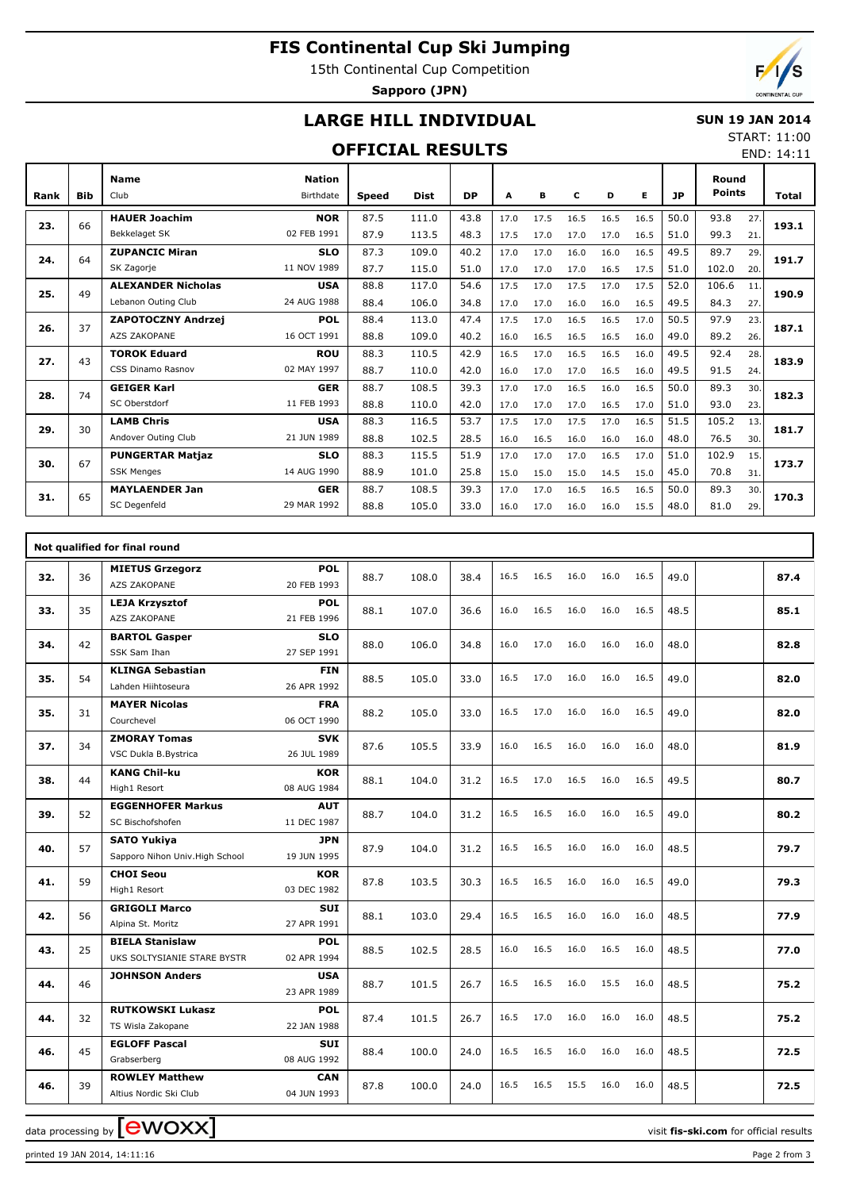# FIS Continental Cup Ski Jumping

15th Continental Cup Competition

**Sapporo (JPN)**

## LARGE HILL INDIVIDUAL

**SUN 19 JAN 2014**

START: 11:00

END: 14:11

## OFFICIAL RESULTS

| Rank | Bib | Name / Club | Nation / Birthdate | Speed | Dist | DP | A | B | C | D | E | JP | Round Points | | Total |
|---|---|---|---|---|---|---|---|---|---|---|---|---|---|---|---|
| 23. | 66 | **HAUER Joachim** | **NOR** | 87.5 | 111.0 | 43.8 | 17.0 | 17.5 | 16.5 | 16.5 | 16.5 | 50.0 | 93.8 | 27. | **193.1** |
| | | Bekkelaget SK | 02 FEB 1991 | 87.9 | 113.5 | 48.3 | 17.5 | 17.0 | 17.0 | 17.0 | 16.5 | 51.0 | 99.3 | 21. | |
| 24. | 64 | **ZUPANCIC Miran** | **SLO** | 87.3 | 109.0 | 40.2 | 17.0 | 17.0 | 16.0 | 16.0 | 16.5 | 49.5 | 89.7 | 29. | **191.7** |
| | | SK Zagorje | 11 NOV 1989 | 87.7 | 115.0 | 51.0 | 17.0 | 17.0 | 17.0 | 16.5 | 17.5 | 51.0 | 102.0 | 20. | |
| 25. | 49 | **ALEXANDER Nicholas** | **USA** | 88.8 | 117.0 | 54.6 | 17.5 | 17.0 | 17.5 | 17.0 | 17.5 | 52.0 | 106.6 | 11. | **190.9** |
| | | Lebanon Outing Club | 24 AUG 1988 | 88.4 | 106.0 | 34.8 | 17.0 | 17.0 | 16.0 | 16.0 | 16.5 | 49.5 | 84.3 | 27. | |
| 26. | 37 | **ZAPOTOCZNY Andrzej** | **POL** | 88.4 | 113.0 | 47.4 | 17.5 | 17.0 | 16.5 | 16.5 | 17.0 | 50.5 | 97.9 | 23. | **187.1** |
| | | AZS ZAKOPANE | 16 OCT 1991 | 88.8 | 109.0 | 40.2 | 16.0 | 16.5 | 16.5 | 16.5 | 16.0 | 49.0 | 89.2 | 26. | |
| 27. | 43 | **TOROK Eduard** | **ROU** | 88.3 | 110.5 | 42.9 | 16.5 | 17.0 | 16.5 | 16.5 | 16.0 | 49.5 | 92.4 | 28. | **183.9** |
| | | CSS Dinamo Rasnov | 02 MAY 1997 | 88.7 | 110.0 | 42.0 | 16.0 | 17.0 | 17.0 | 16.5 | 16.0 | 49.5 | 91.5 | 24. | |
| 28. | 74 | **GEIGER Karl** | **GER** | 88.7 | 108.5 | 39.3 | 17.0 | 17.0 | 16.5 | 16.0 | 16.5 | 50.0 | 89.3 | 30. | **182.3** |
| | | SC Oberstdorf | 11 FEB 1993 | 88.8 | 110.0 | 42.0 | 17.0 | 17.0 | 17.0 | 16.5 | 17.0 | 51.0 | 93.0 | 23. | |
| 29. | 30 | **LAMB Chris** | **USA** | 88.3 | 116.5 | 53.7 | 17.5 | 17.0 | 17.5 | 17.0 | 16.5 | 51.5 | 105.2 | 13. | **181.7** |
| | | Andover Outing Club | 21 JUN 1989 | 88.8 | 102.5 | 28.5 | 16.0 | 16.5 | 16.0 | 16.0 | 16.0 | 48.0 | 76.5 | 30. | |
| 30. | 67 | **PUNGERTAR Matjaz** | **SLO** | 88.3 | 115.5 | 51.9 | 17.0 | 17.0 | 17.0 | 16.5 | 17.0 | 51.0 | 102.9 | 15. | **173.7** |
| | | SSK Menges | 14 AUG 1990 | 88.9 | 101.0 | 25.8 | 15.0 | 15.0 | 15.0 | 14.5 | 15.0 | 45.0 | 70.8 | 31. | |
| 31. | 65 | **MAYLAENDER Jan** | **GER** | 88.7 | 108.5 | 39.3 | 17.0 | 17.0 | 16.5 | 16.5 | 16.5 | 50.0 | 89.3 | 30. | **170.3** |
| | | SC Degenfeld | 29 MAR 1992 | 88.8 | 105.0 | 33.0 | 16.0 | 17.0 | 16.0 | 16.0 | 15.5 | 48.0 | 81.0 | 29. | |

**Not qualified for final round**

| Rank | Bib | Name / Club | Nation / Birthdate | Speed | Dist | DP | A | B | C | D | E | JP | Total |
|---|---|---|---|---|---|---|---|---|---|---|---|---|---|
| 32. | 36 | **MIETUS Grzegorz** / AZS ZAKOPANE | **POL** / 20 FEB 1993 | 88.7 | 108.0 | 38.4 | 16.5 | 16.5 | 16.0 | 16.0 | 16.5 | 49.0 | **87.4** |
| 33. | 35 | **LEJA Krzysztof** / AZS ZAKOPANE | **POL** / 21 FEB 1996 | 88.1 | 107.0 | 36.6 | 16.0 | 16.5 | 16.0 | 16.0 | 16.5 | 48.5 | **85.1** |
| 34. | 42 | **BARTOL Gasper** / SSK Sam Ihan | **SLO** / 27 SEP 1991 | 88.0 | 106.0 | 34.8 | 16.0 | 17.0 | 16.0 | 16.0 | 16.0 | 48.0 | **82.8** |
| 35. | 54 | **KLINGA Sebastian** / Lahden Hiihtoseura | **FIN** / 26 APR 1992 | 88.5 | 105.0 | 33.0 | 16.5 | 17.0 | 16.0 | 16.0 | 16.5 | 49.0 | **82.0** |
| 35. | 31 | **MAYER Nicolas** / Courchevel | **FRA** / 06 OCT 1990 | 88.2 | 105.0 | 33.0 | 16.5 | 17.0 | 16.0 | 16.0 | 16.5 | 49.0 | **82.0** |
| 37. | 34 | **ZMORAY Tomas** / VSC Dukla B.Bystrica | **SVK** / 26 JUL 1989 | 87.6 | 105.5 | 33.9 | 16.0 | 16.5 | 16.0 | 16.0 | 16.0 | 48.0 | **81.9** |
| 38. | 44 | **KANG Chil-ku** / High1 Resort | **KOR** / 08 AUG 1984 | 88.1 | 104.0 | 31.2 | 16.5 | 17.0 | 16.5 | 16.0 | 16.5 | 49.5 | **80.7** |
| 39. | 52 | **EGGENHOFER Markus** / SC Bischofshofen | **AUT** / 11 DEC 1987 | 88.7 | 104.0 | 31.2 | 16.5 | 16.5 | 16.0 | 16.0 | 16.5 | 49.0 | **80.2** |
| 40. | 57 | **SATO Yukiya** / Sapporo Nihon Univ.High School | **JPN** / 19 JUN 1995 | 87.9 | 104.0 | 31.2 | 16.5 | 16.5 | 16.0 | 16.0 | 16.0 | 48.5 | **79.7** |
| 41. | 59 | **CHOI Seou** / High1 Resort | **KOR** / 03 DEC 1982 | 87.8 | 103.5 | 30.3 | 16.5 | 16.5 | 16.0 | 16.0 | 16.5 | 49.0 | **79.3** |
| 42. | 56 | **GRIGOLI Marco** / Alpina St. Moritz | **SUI** / 27 APR 1991 | 88.1 | 103.0 | 29.4 | 16.5 | 16.5 | 16.0 | 16.0 | 16.0 | 48.5 | **77.9** |
| 43. | 25 | **BIELA Stanislaw** / UKS SOLTYSIANIE STARE BYSTR | **POL** / 02 APR 1994 | 88.5 | 102.5 | 28.5 | 16.0 | 16.5 | 16.0 | 16.5 | 16.0 | 48.5 | **77.0** |
| 44. | 46 | **JOHNSON Anders** | **USA** / 23 APR 1989 | 88.7 | 101.5 | 26.7 | 16.5 | 16.5 | 16.0 | 15.5 | 16.0 | 48.5 | **75.2** |
| 44. | 32 | **RUTKOWSKI Lukasz** / TS Wisla Zakopane | **POL** / 22 JAN 1988 | 87.4 | 101.5 | 26.7 | 16.5 | 17.0 | 16.0 | 16.0 | 16.0 | 48.5 | **75.2** |
| 46. | 45 | **EGLOFF Pascal** / Grabserberg | **SUI** / 08 AUG 1992 | 88.4 | 100.0 | 24.0 | 16.5 | 16.5 | 16.0 | 16.0 | 16.0 | 48.5 | **72.5** |
| 46. | 39 | **ROWLEY Matthew** / Altius Nordic Ski Club | **CAN** / 04 JUN 1993 | 87.8 | 100.0 | 24.0 | 16.5 | 16.5 | 15.5 | 16.0 | 16.0 | 48.5 | **72.5** |

data processing by EWOXX — visit **fis-ski.com** for official results

printed 19 JAN 2014, 14:11:16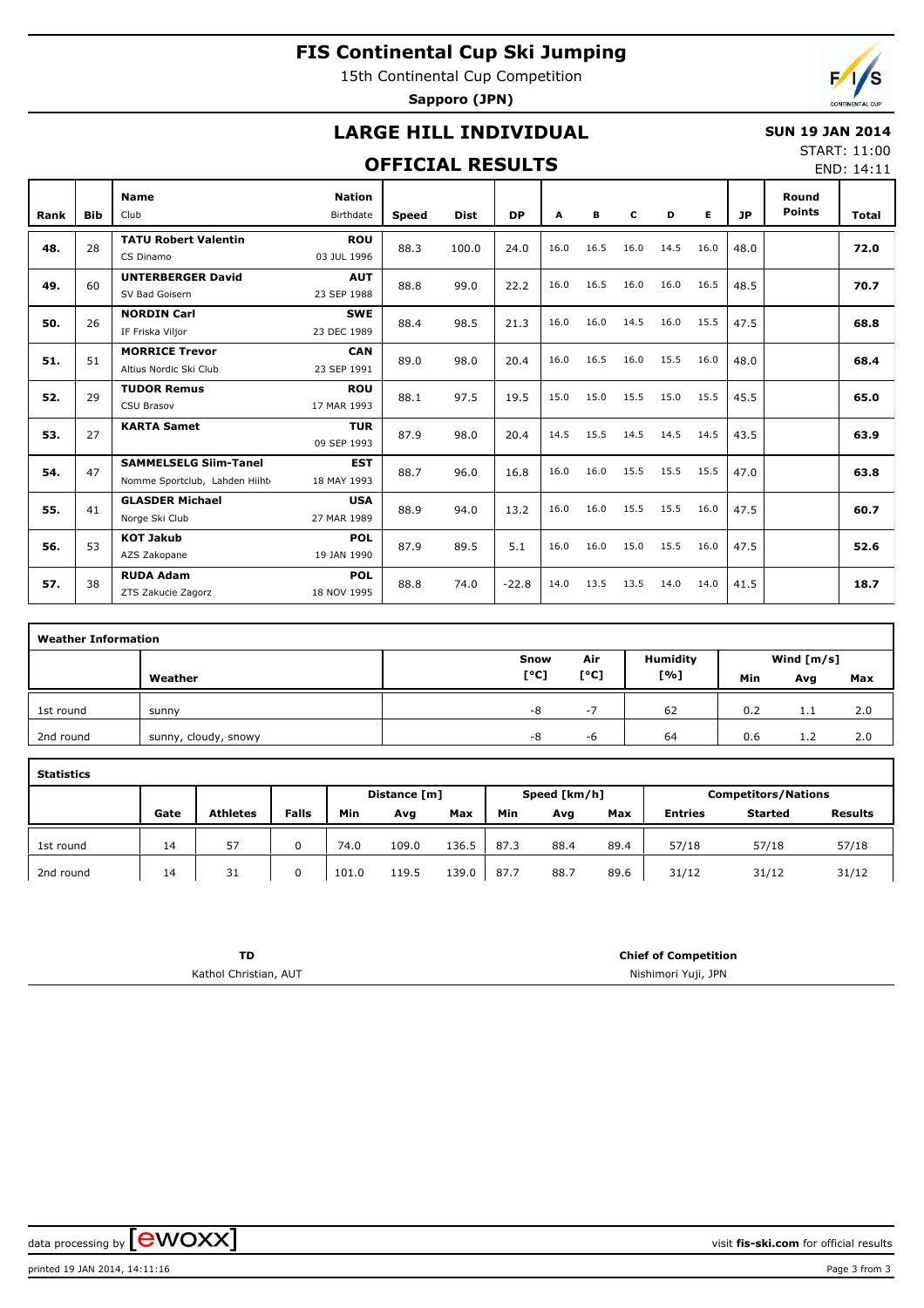# FIS Continental Cup Ski Jumping

15th Continental Cup Competition

**Sapporo (JPN)**

## LARGE HILL INDIVIDUAL

**SUN 19 JAN 2014**

START: 11:00

END: 14:11

## OFFICIAL RESULTS

| Rank | Bib | Name / Club | Nation / Birthdate | Speed | Dist | DP | A | B | C | D | E | JP | Round Points | Total |
|---|---|---|---|---|---|---|---|---|---|---|---|---|---|---|
| 48. | 28 | **TATU Robert Valentin** CS Dinamo | **ROU** 03 JUL 1996 | 88.3 | 100.0 | 24.0 | 16.0 | 16.5 | 16.0 | 14.5 | 16.0 | 48.0 | | **72.0** |
| 49. | 60 | **UNTERBERGER David** SV Bad Goisern | **AUT** 23 SEP 1988 | 88.8 | 99.0 | 22.2 | 16.0 | 16.5 | 16.0 | 16.0 | 16.5 | 48.5 | | **70.7** |
| 50. | 26 | **NORDIN Carl** IF Friska Viljor | **SWE** 23 DEC 1989 | 88.4 | 98.5 | 21.3 | 16.0 | 16.0 | 14.5 | 16.0 | 15.5 | 47.5 | | **68.8** |
| 51. | 51 | **MORRICE Trevor** Altius Nordic Ski Club | **CAN** 23 SEP 1991 | 89.0 | 98.0 | 20.4 | 16.0 | 16.5 | 16.0 | 15.5 | 16.0 | 48.0 | | **68.4** |
| 52. | 29 | **TUDOR Remus** CSU Brasov | **ROU** 17 MAR 1993 | 88.1 | 97.5 | 19.5 | 15.0 | 15.0 | 15.5 | 15.0 | 15.5 | 45.5 | | **65.0** |
| 53. | 27 | **KARTA Samet** | **TUR** 09 SEP 1993 | 87.9 | 98.0 | 20.4 | 14.5 | 15.5 | 14.5 | 14.5 | 14.5 | 43.5 | | **63.9** |
| 54. | 47 | **SAMMELSELG Siim-Tanel** Nomme Sportclub, Lahden Hiihto | **EST** 18 MAY 1993 | 88.7 | 96.0 | 16.8 | 16.0 | 16.0 | 15.5 | 15.5 | 15.5 | 47.0 | | **63.8** |
| 55. | 41 | **GLASDER Michael** Norge Ski Club | **USA** 27 MAR 1989 | 88.9 | 94.0 | 13.2 | 16.0 | 16.0 | 15.5 | 15.5 | 16.0 | 47.5 | | **60.7** |
| 56. | 53 | **KOT Jakub** AZS Zakopane | **POL** 19 JAN 1990 | 87.9 | 89.5 | 5.1 | 16.0 | 16.0 | 15.0 | 15.5 | 16.0 | 47.5 | | **52.6** |
| 57. | 38 | **RUDA Adam** ZTS Zakucie Zagorz | **POL** 18 NOV 1995 | 88.8 | 74.0 | -22.8 | 14.0 | 13.5 | 13.5 | 14.0 | 14.0 | 41.5 | | **18.7** |

**Weather Information**

| | Weather | Snow [°C] | Air [°C] | Humidity [%] | Wind [m/s] Min | Avg | Max |
|---|---|---|---|---|---|---|---|
| 1st round | sunny | -8 | -7 | 62 | 0.2 | 1.1 | 2.0 |
| 2nd round | sunny, cloudy, snowy | -8 | -6 | 64 | 0.6 | 1.2 | 2.0 |

**Statistics**

| | Gate | Athletes | Falls | Distance [m] | | | Speed [km/h] | | | Competitors/Nations | | |
|---|---|---|---|---|---|---|---|---|---|---|---|---|
| | | | | Min | Avg | Max | Min | Avg | Max | Entries | Started | Results |
| 1st round | 14 | 57 | 0 | 74.0 | 109.0 | 136.5 | 87.3 | 88.4 | 89.4 | 57/18 | 57/18 | 57/18 |
| 2nd round | 14 | 31 | 0 | 101.0 | 119.5 | 139.0 | 87.7 | 88.7 | 89.6 | 31/12 | 31/12 | 31/12 |

**TD**
Kathol Christian, AUT

**Chief of Competition**
Nishimori Yuji, JPN

data processing by ewoxx

visit **fis-ski.com** for official results

printed 19 JAN 2014, 14:11:16